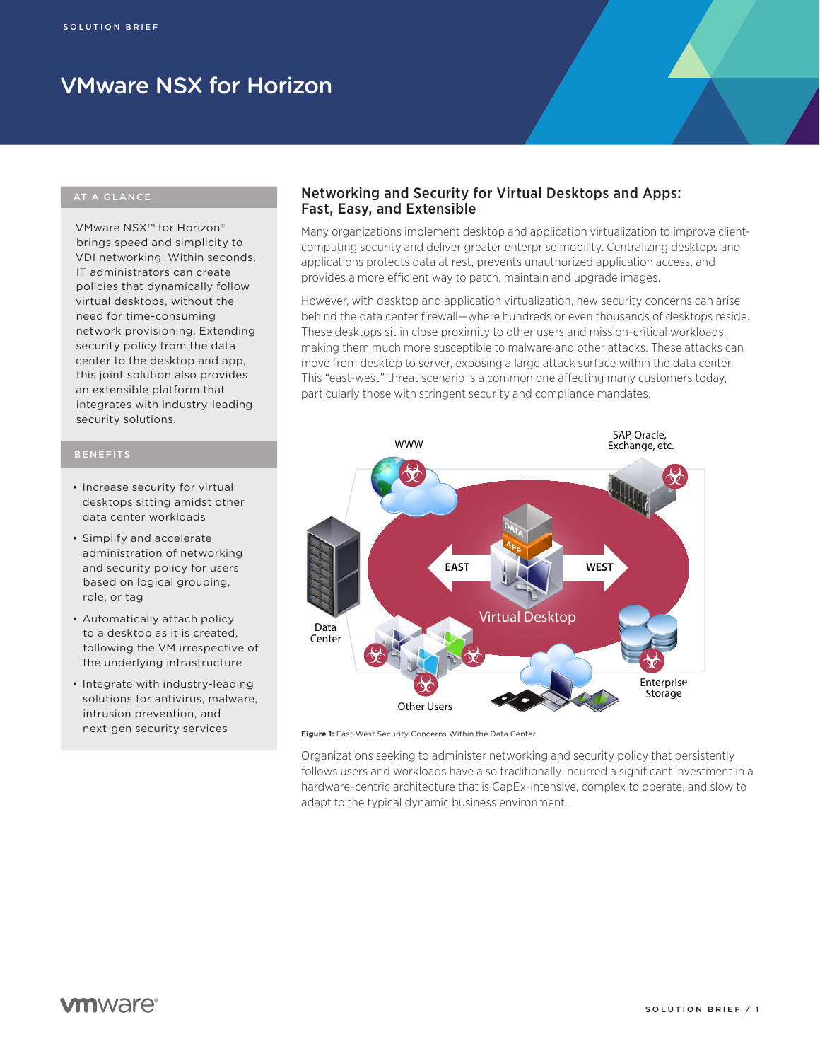# VMware NSX for Horizon

## AT A GLANCE

VMware NSX™ for Horizon® brings speed and simplicity to VDI networking. Within seconds, IT administrators can create policies that dynamically follow virtual desktops, without the need for time-consuming network provisioning. Extending security policy from the data center to the desktop and app, this joint solution also provides an extensible platform that integrates with industry-leading security solutions.

## BENEFITS

- Increase security for virtual desktops sitting amidst other data center workloads
- Simplify and accelerate administration of networking and security policy for users based on logical grouping, role, or tag
- Automatically attach policy to a desktop as it is created, following the VM irrespective of the underlying infrastructure
- Integrate with industry-leading solutions for antivirus, malware, intrusion prevention, and next-gen security services

## Networking and Security for Virtual Desktops and Apps: Fast, Easy, and Extensible

Many organizations implement desktop and application virtualization to improve client-computing security and deliver greater enterprise mobility. Centralizing desktops and applications protects data at rest, prevents unauthorized application access, and provides a more efficient way to patch, maintain and upgrade images.

However, with desktop and application virtualization, new security concerns can arise behind the data center firewall—where hundreds or even thousands of desktops reside. These desktops sit in close proximity to other users and mission-critical workloads, making them much more susceptible to malware and other attacks. These attacks can move from desktop to server, exposing a large attack surface within the data center. This "east-west" threat scenario is a common one affecting many customers today, particularly those with stringent security and compliance mandates.

**Figure 1:** East-West Security Concerns Within the Data Center

Organizations seeking to administer networking and security policy that persistently follows users and workloads have also traditionally incurred a significant investment in a hardware-centric architecture that is CapEx-intensive, complex to operate, and slow to adapt to the typical dynamic business environment.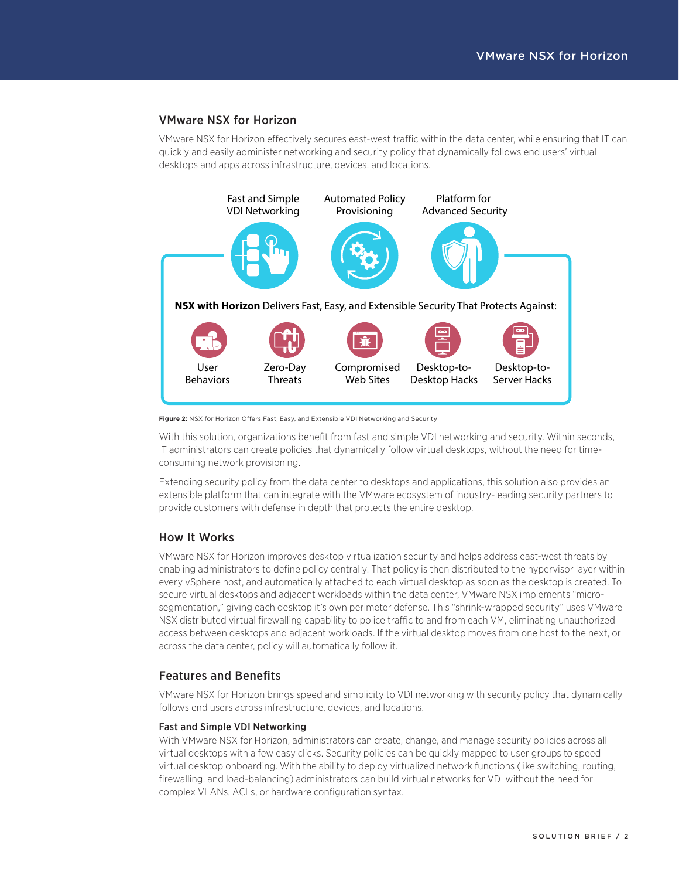## VMware NSX for Horizon

VMware NSX for Horizon effectively secures east-west traffic within the data center, while ensuring that IT can quickly and easily administer networking and security policy that dynamically follows end users' virtual desktops and apps across infrastructure, devices, and locations.

Fast and Simple VDI Networking

Automated Policy Provisioning

Platform for Advanced Security

**NSX with Horizon** Delivers Fast, Easy, and Extensible Security That Protects Against:

User Behaviors

Zero-Day Threats

Compromised Web Sites

Desktop-to-Desktop Hacks

Desktop-to-Server Hacks

**Figure 2:** NSX for Horizon Offers Fast, Easy, and Extensible VDI Networking and Security

With this solution, organizations benefit from fast and simple VDI networking and security. Within seconds, IT administrators can create policies that dynamically follow virtual desktops, without the need for time-consuming network provisioning.

Extending security policy from the data center to desktops and applications, this solution also provides an extensible platform that can integrate with the VMware ecosystem of industry-leading security partners to provide customers with defense in depth that protects the entire desktop.

## How It Works

VMware NSX for Horizon improves desktop virtualization security and helps address east-west threats by enabling administrators to define policy centrally. That policy is then distributed to the hypervisor layer within every vSphere host, and automatically attached to each virtual desktop as soon as the desktop is created. To secure virtual desktops and adjacent workloads within the data center, VMware NSX implements "micro-segmentation," giving each desktop it's own perimeter defense. This "shrink-wrapped security" uses VMware NSX distributed virtual firewalling capability to police traffic to and from each VM, eliminating unauthorized access between desktops and adjacent workloads. If the virtual desktop moves from one host to the next, or across the data center, policy will automatically follow it.

## Features and Benefits

VMware NSX for Horizon brings speed and simplicity to VDI networking with security policy that dynamically follows end users across infrastructure, devices, and locations.

### Fast and Simple VDI Networking

With VMware NSX for Horizon, administrators can create, change, and manage security policies across all virtual desktops with a few easy clicks. Security policies can be quickly mapped to user groups to speed virtual desktop onboarding. With the ability to deploy virtualized network functions (like switching, routing, firewalling, and load-balancing) administrators can build virtual networks for VDI without the need for complex VLANs, ACLs, or hardware configuration syntax.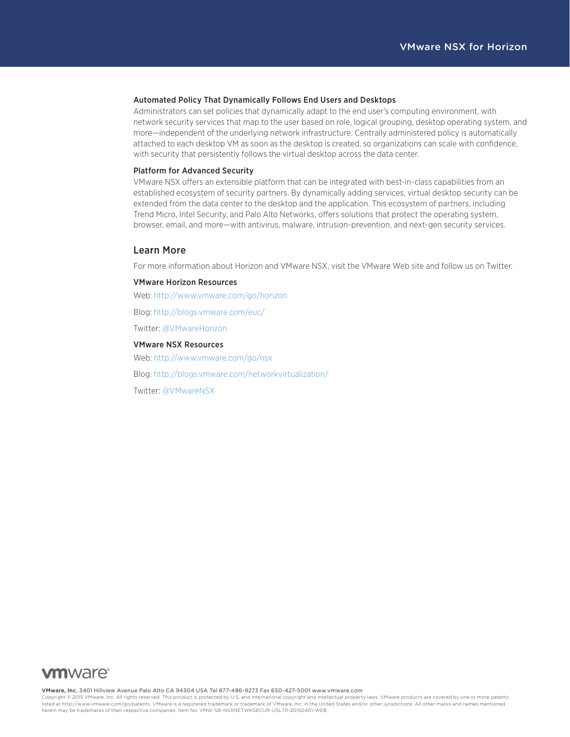### Automated Policy That Dynamically Follows End Users and Desktops

Administrators can set policies that dynamically adapt to the end user's computing environment, with network security services that map to the user based on role, logical grouping, desktop operating system, and more—independent of the underlying network infrastructure. Centrally administered policy is automatically attached to each desktop VM as soon as the desktop is created, so organizations can scale with confidence, with security that persistently follows the virtual desktop across the data center.

### Platform for Advanced Security

VMware NSX offers an extensible platform that can be integrated with best-in-class capabilities from an established ecosystem of security partners. By dynamically adding services, virtual desktop security can be extended from the data center to the desktop and the application. This ecosystem of partners, including Trend Micro, Intel Security, and Palo Alto Networks, offers solutions that protect the operating system, browser, email, and more—with antivirus, malware, intrusion-prevention, and next-gen security services.

## Learn More

For more information about Horizon and VMware NSX, visit the VMware Web site and follow us on Twitter.

### VMware Horizon Resources

Web: http://www.vmware.com/go/horizon

Blog: http://blogs.vmware.com/euc/

Twitter: @VMwareHorizon

### VMware NSX Resources

Web: http://www.vmware.com/go/nsx

Blog: http://blogs.vmware.com/networkvirtualization/

Twitter: @VMwareNSX

**VMware, Inc.** 3401 Hillview Avenue Palo Alto CA 94304 USA Tel 877-486-9273 Fax 650-427-5001 www.vmware.com
Copyright © 2015 VMware, Inc. All rights reserved. This product is protected by U.S. and international copyright and intellectual property laws. VMware products are covered by one or more patents listed at http://www.vmware.com/go/patents. VMware is a registered trademark or trademark of VMware, Inc. in the United States and/or other jurisdictions. All other marks and names mentioned herein may be trademarks of their respective companies. Item No: VMW-SB-NSXNETWKSECUR-USLTR-20150401-WEB